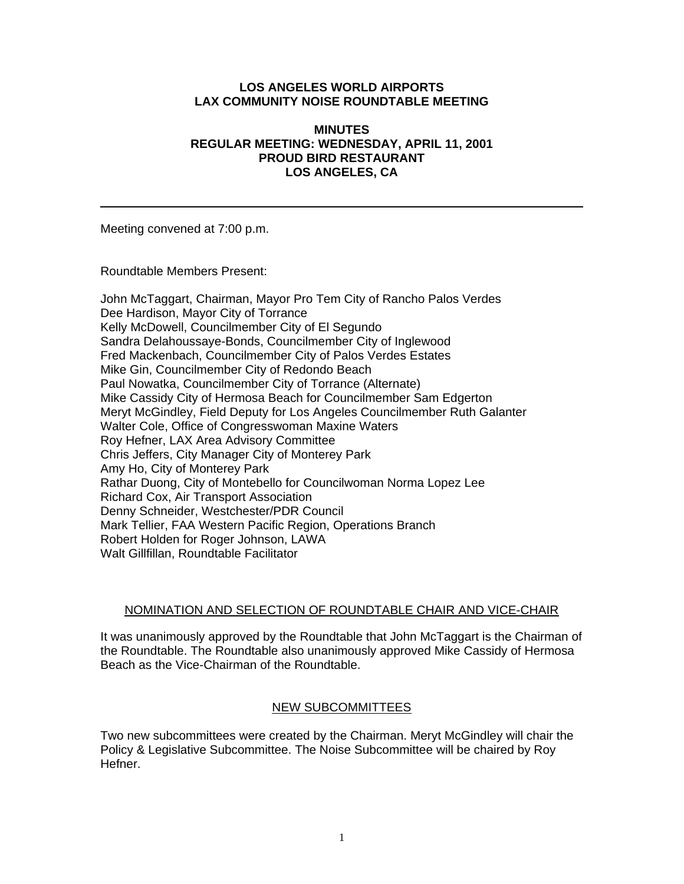# LOS ANGELES WORLD AIRPORTS
# LAX COMMUNITY NOISE ROUNDTABLE MEETING

## MINUTES
## REGULAR MEETING: WEDNESDAY, APRIL 11, 2001
## PROUD BIRD RESTAURANT
## LOS ANGELES, CA

---

Meeting convened at 7:00 p.m.

Roundtable Members Present:

John McTaggart, Chairman, Mayor Pro Tem City of Rancho Palos Verdes
Dee Hardison, Mayor City of Torrance
Kelly McDowell, Councilmember City of El Segundo
Sandra Delahoussaye-Bonds, Councilmember City of Inglewood
Fred Mackenbach, Councilmember City of Palos Verdes Estates
Mike Gin, Councilmember City of Redondo Beach
Paul Nowatka, Councilmember City of Torrance (Alternate)
Mike Cassidy City of Hermosa Beach for Councilmember Sam Edgerton
Meryt McGindley, Field Deputy for Los Angeles Councilmember Ruth Galanter
Walter Cole, Office of Congresswoman Maxine Waters
Roy Hefner, LAX Area Advisory Committee
Chris Jeffers, City Manager City of Monterey Park
Amy Ho, City of Monterey Park
Rathar Duong, City of Montebello for Councilwoman Norma Lopez Lee
Richard Cox, Air Transport Association
Denny Schneider, Westchester/PDR Council
Mark Tellier, FAA Western Pacific Region, Operations Branch
Robert Holden for Roger Johnson, LAWA
Walt Gillfillan, Roundtable Facilitator

### NOMINATION AND SELECTION OF ROUNDTABLE CHAIR AND VICE-CHAIR

It was unanimously approved by the Roundtable that John McTaggart is the Chairman of the Roundtable. The Roundtable also unanimously approved Mike Cassidy of Hermosa Beach as the Vice-Chairman of the Roundtable.

### NEW SUBCOMMITTEES

Two new subcommittees were created by the Chairman. Meryt McGindley will chair the Policy & Legislative Subcommittee. The Noise Subcommittee will be chaired by Roy Hefner.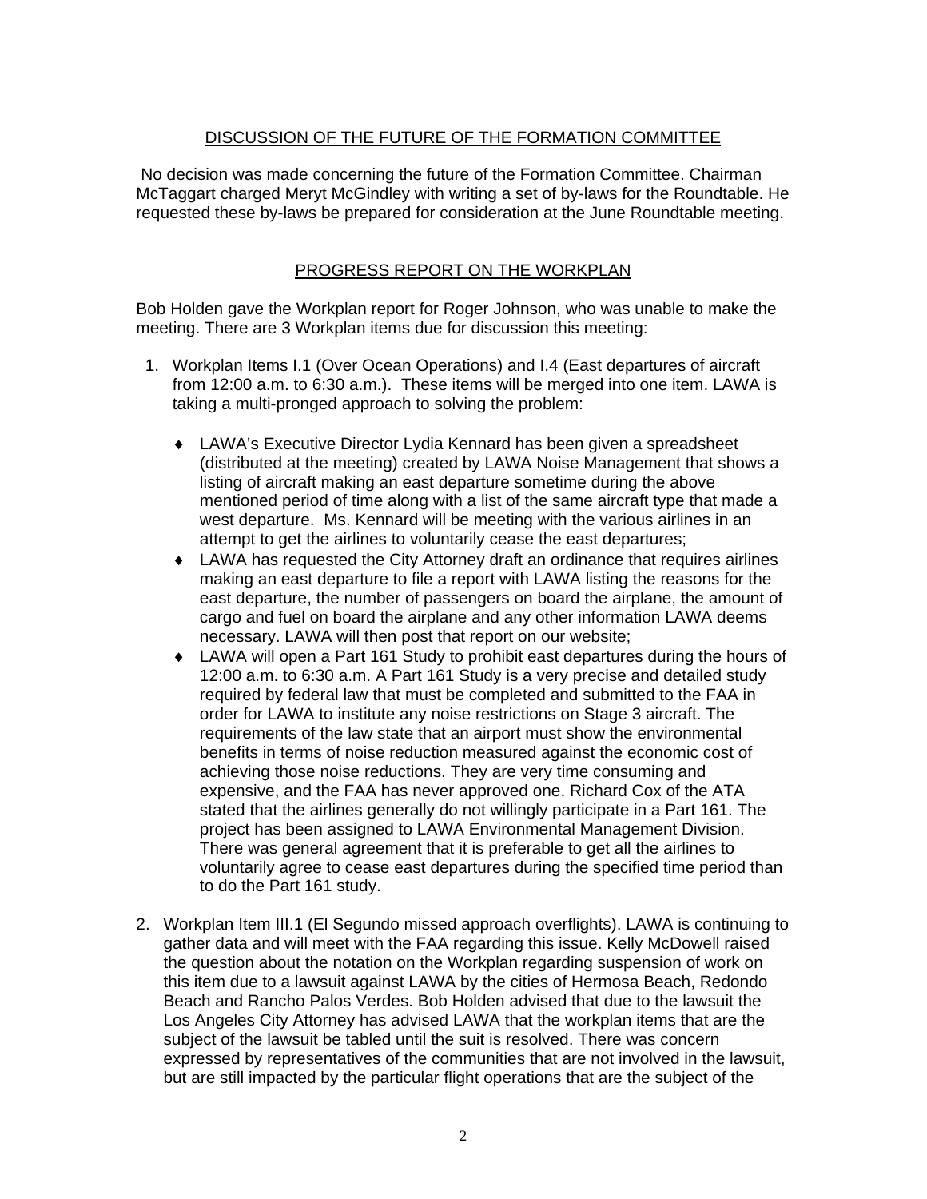## DISCUSSION OF THE FUTURE OF THE FORMATION COMMITTEE

No decision was made concerning the future of the Formation Committee. Chairman McTaggart charged Meryt McGindley with writing a set of by-laws for the Roundtable. He requested these by-laws be prepared for consideration at the June Roundtable meeting.

## PROGRESS REPORT ON THE WORKPLAN

Bob Holden gave the Workplan report for Roger Johnson, who was unable to make the meeting. There are 3 Workplan items due for discussion this meeting:

1. Workplan Items I.1 (Over Ocean Operations) and I.4 (East departures of aircraft from 12:00 a.m. to 6:30 a.m.). These items will be merged into one item. LAWA is taking a multi-pronged approach to solving the problem:

   - LAWA's Executive Director Lydia Kennard has been given a spreadsheet (distributed at the meeting) created by LAWA Noise Management that shows a listing of aircraft making an east departure sometime during the above mentioned period of time along with a list of the same aircraft type that made a west departure. Ms. Kennard will be meeting with the various airlines in an attempt to get the airlines to voluntarily cease the east departures;
   - LAWA has requested the City Attorney draft an ordinance that requires airlines making an east departure to file a report with LAWA listing the reasons for the east departure, the number of passengers on board the airplane, the amount of cargo and fuel on board the airplane and any other information LAWA deems necessary. LAWA will then post that report on our website;
   - LAWA will open a Part 161 Study to prohibit east departures during the hours of 12:00 a.m. to 6:30 a.m. A Part 161 Study is a very precise and detailed study required by federal law that must be completed and submitted to the FAA in order for LAWA to institute any noise restrictions on Stage 3 aircraft. The requirements of the law state that an airport must show the environmental benefits in terms of noise reduction measured against the economic cost of achieving those noise reductions. They are very time consuming and expensive, and the FAA has never approved one. Richard Cox of the ATA stated that the airlines generally do not willingly participate in a Part 161. The project has been assigned to LAWA Environmental Management Division. There was general agreement that it is preferable to get all the airlines to voluntarily agree to cease east departures during the specified time period than to do the Part 161 study.

2. Workplan Item III.1 (El Segundo missed approach overflights). LAWA is continuing to gather data and will meet with the FAA regarding this issue. Kelly McDowell raised the question about the notation on the Workplan regarding suspension of work on this item due to a lawsuit against LAWA by the cities of Hermosa Beach, Redondo Beach and Rancho Palos Verdes. Bob Holden advised that due to the lawsuit the Los Angeles City Attorney has advised LAWA that the workplan items that are the subject of the lawsuit be tabled until the suit is resolved. There was concern expressed by representatives of the communities that are not involved in the lawsuit, but are still impacted by the particular flight operations that are the subject of the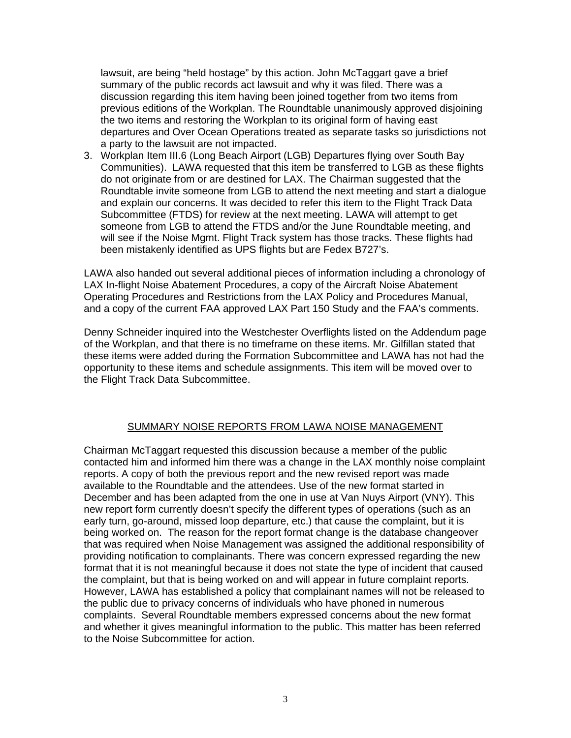lawsuit, are being “held hostage” by this action. John McTaggart gave a brief summary of the public records act lawsuit and why it was filed. There was a discussion regarding this item having been joined together from two items from previous editions of the Workplan. The Roundtable unanimously approved disjoining the two items and restoring the Workplan to its original form of having east departures and Over Ocean Operations treated as separate tasks so jurisdictions not a party to the lawsuit are not impacted.

3. Workplan Item III.6 (Long Beach Airport (LGB) Departures flying over South Bay Communities). LAWA requested that this item be transferred to LGB as these flights do not originate from or are destined for LAX. The Chairman suggested that the Roundtable invite someone from LGB to attend the next meeting and start a dialogue and explain our concerns. It was decided to refer this item to the Flight Track Data Subcommittee (FTDS) for review at the next meeting. LAWA will attempt to get someone from LGB to attend the FTDS and/or the June Roundtable meeting, and will see if the Noise Mgmt. Flight Track system has those tracks. These flights had been mistakenly identified as UPS flights but are Fedex B727’s.

LAWA also handed out several additional pieces of information including a chronology of LAX In-flight Noise Abatement Procedures, a copy of the Aircraft Noise Abatement Operating Procedures and Restrictions from the LAX Policy and Procedures Manual, and a copy of the current FAA approved LAX Part 150 Study and the FAA’s comments.

Denny Schneider inquired into the Westchester Overflights listed on the Addendum page of the Workplan, and that there is no timeframe on these items. Mr. Gilfillan stated that these items were added during the Formation Subcommittee and LAWA has not had the opportunity to these items and schedule assignments. This item will be moved over to the Flight Track Data Subcommittee.

## SUMMARY NOISE REPORTS FROM LAWA NOISE MANAGEMENT

Chairman McTaggart requested this discussion because a member of the public contacted him and informed him there was a change in the LAX monthly noise complaint reports. A copy of both the previous report and the new revised report was made available to the Roundtable and the attendees. Use of the new format started in December and has been adapted from the one in use at Van Nuys Airport (VNY). This new report form currently doesn’t specify the different types of operations (such as an early turn, go-around, missed loop departure, etc.) that cause the complaint, but it is being worked on. The reason for the report format change is the database changeover that was required when Noise Management was assigned the additional responsibility of providing notification to complainants. There was concern expressed regarding the new format that it is not meaningful because it does not state the type of incident that caused the complaint, but that is being worked on and will appear in future complaint reports. However, LAWA has established a policy that complainant names will not be released to the public due to privacy concerns of individuals who have phoned in numerous complaints. Several Roundtable members expressed concerns about the new format and whether it gives meaningful information to the public. This matter has been referred to the Noise Subcommittee for action.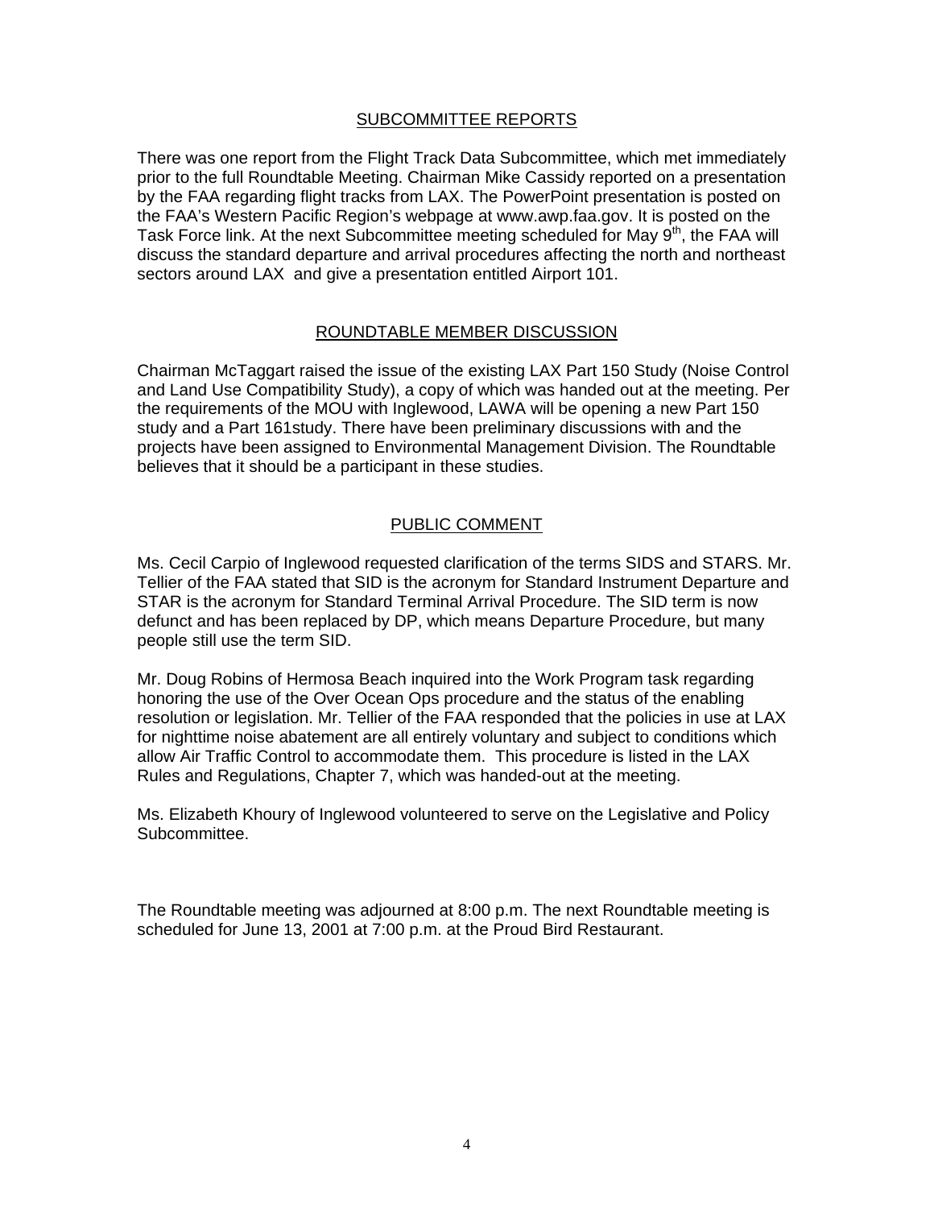## SUBCOMMITTEE REPORTS

There was one report from the Flight Track Data Subcommittee, which met immediately prior to the full Roundtable Meeting. Chairman Mike Cassidy reported on a presentation by the FAA regarding flight tracks from LAX. The PowerPoint presentation is posted on the FAA's Western Pacific Region's webpage at www.awp.faa.gov. It is posted on the Task Force link. At the next Subcommittee meeting scheduled for May 9th, the FAA will discuss the standard departure and arrival procedures affecting the north and northeast sectors around LAX and give a presentation entitled Airport 101.

## ROUNDTABLE MEMBER DISCUSSION

Chairman McTaggart raised the issue of the existing LAX Part 150 Study (Noise Control and Land Use Compatibility Study), a copy of which was handed out at the meeting. Per the requirements of the MOU with Inglewood, LAWA will be opening a new Part 150 study and a Part 161study. There have been preliminary discussions with and the projects have been assigned to Environmental Management Division. The Roundtable believes that it should be a participant in these studies.

## PUBLIC COMMENT

Ms. Cecil Carpio of Inglewood requested clarification of the terms SIDS and STARS. Mr. Tellier of the FAA stated that SID is the acronym for Standard Instrument Departure and STAR is the acronym for Standard Terminal Arrival Procedure. The SID term is now defunct and has been replaced by DP, which means Departure Procedure, but many people still use the term SID.

Mr. Doug Robins of Hermosa Beach inquired into the Work Program task regarding honoring the use of the Over Ocean Ops procedure and the status of the enabling resolution or legislation. Mr. Tellier of the FAA responded that the policies in use at LAX for nighttime noise abatement are all entirely voluntary and subject to conditions which allow Air Traffic Control to accommodate them. This procedure is listed in the LAX Rules and Regulations, Chapter 7, which was handed-out at the meeting.

Ms. Elizabeth Khoury of Inglewood volunteered to serve on the Legislative and Policy Subcommittee.

The Roundtable meeting was adjourned at 8:00 p.m. The next Roundtable meeting is scheduled for June 13, 2001 at 7:00 p.m. at the Proud Bird Restaurant.